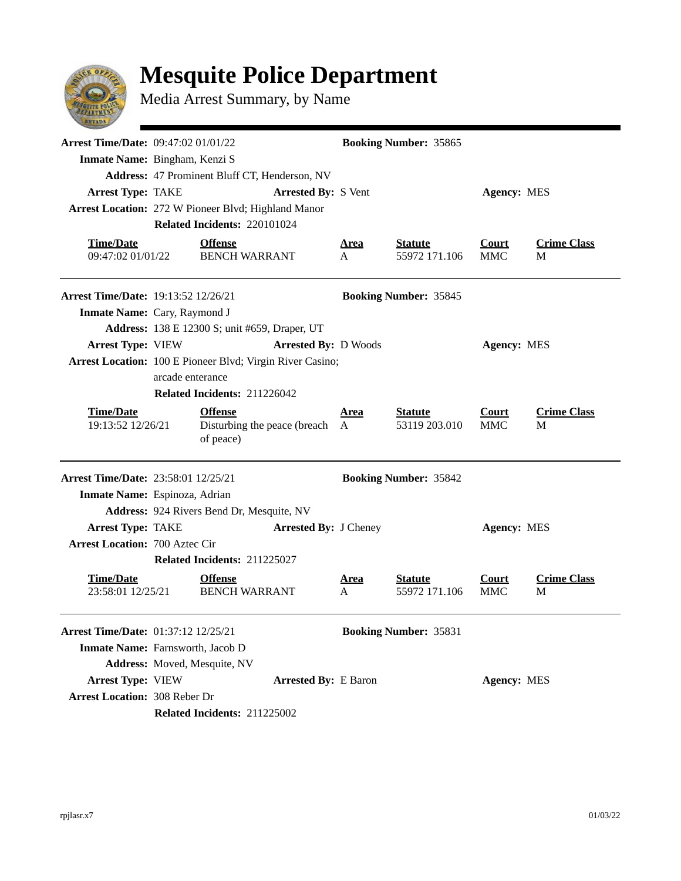# Mesquite Police Department

Media Arrest Summary, by Name

---

**Arrest Time/Date:** 09:47:02 01/01/22 **Booking Number:** 35865

**Inmate Name:** Bingham, Kenzi S

**Address:** 47 Prominent Bluff CT, Henderson, NV

**Arrest Type:** TAKE **Arrested By:** S Vent **Agency:** MES

**Arrest Location:** 272 W Pioneer Blvd; Highland Manor

**Related Incidents:** 220101024

| Time/Date | Offense | Area | Statute | Court | Crime Class |
|---|---|---|---|---|---|
| 09:47:02 01/01/22 | BENCH WARRANT | A | 55972 171.106 | MMC | M |

---

**Arrest Time/Date:** 19:13:52 12/26/21 **Booking Number:** 35845

**Inmate Name:** Cary, Raymond J

**Address:** 138 E 12300 S; unit #659, Draper, UT

**Arrest Type:** VIEW **Arrested By:** D Woods **Agency:** MES

**Arrest Location:** 100 E Pioneer Blvd; Virgin River Casino; arcade enterance

**Related Incidents:** 211226042

| Time/Date | Offense | Area | Statute | Court | Crime Class |
|---|---|---|---|---|---|
| 19:13:52 12/26/21 | Disturbing the peace (breach of peace) | A | 53119 203.010 | MMC | M |

---

**Arrest Time/Date:** 23:58:01 12/25/21 **Booking Number:** 35842

**Inmate Name:** Espinoza, Adrian

**Address:** 924 Rivers Bend Dr, Mesquite, NV

**Arrest Type:** TAKE **Arrested By:** J Cheney **Agency:** MES

**Arrest Location:** 700 Aztec Cir

**Related Incidents:** 211225027

| Time/Date | Offense | Area | Statute | Court | Crime Class |
|---|---|---|---|---|---|
| 23:58:01 12/25/21 | BENCH WARRANT | A | 55972 171.106 | MMC | M |

---

**Arrest Time/Date:** 01:37:12 12/25/21 **Booking Number:** 35831

**Inmate Name:** Farnsworth, Jacob D

**Address:** Moved, Mesquite, NV

**Arrest Type:** VIEW **Arrested By:** E Baron **Agency:** MES

**Arrest Location:** 308 Reber Dr

**Related Incidents:** 211225002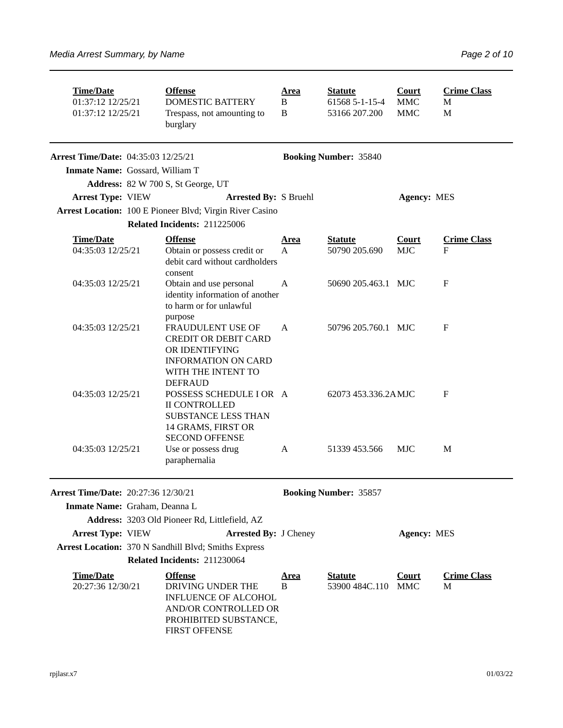| Time/Date | Offense | Area | Statute | Court | Crime Class |
|---|---|---|---|---|---|
| 01:37:12 12/25/21 | DOMESTIC BATTERY | B | 61568 5-1-15-4 | MMC | M |
| 01:37:12 12/25/21 | Trespass, not amounting to burglary | B | 53166 207.200 | MMC | M |

---

**Arrest Time/Date:** 04:35:03 12/25/21 **Booking Number:** 35840

**Inmate Name:** Gossard, William T

**Address:** 82 W 700 S, St George, UT

**Arrest Type:** VIEW **Arrested By:** S Bruehl **Agency:** MES

**Arrest Location:** 100 E Pioneer Blvd; Virgin River Casino

**Related Incidents:** 211225006

| Time/Date | Offense | Area | Statute | Court | Crime Class |
|---|---|---|---|---|---|
| 04:35:03 12/25/21 | Obtain or possess credit or debit card without cardholders consent | A | 50790 205.690 | MJC | F |
| 04:35:03 12/25/21 | Obtain and use personal identity information of another to harm or for unlawful purpose | A | 50690 205.463.1 | MJC | F |
| 04:35:03 12/25/21 | FRAUDULENT USE OF CREDIT OR DEBIT CARD OR IDENTIFYING INFORMATION ON CARD WITH THE INTENT TO DEFRAUD | A | 50796 205.760.1 | MJC | F |
| 04:35:03 12/25/21 | POSSESS SCHEDULE I OR II CONTROLLED SUBSTANCE LESS THAN 14 GRAMS, FIRST OR SECOND OFFENSE | A | 62073 453.336.2A | MJC | F |
| 04:35:03 12/25/21 | Use or possess drug paraphernalia | A | 51339 453.566 | MJC | M |

---

**Arrest Time/Date:** 20:27:36 12/30/21 **Booking Number:** 35857

**Inmate Name:** Graham, Deanna L

**Address:** 3203 Old Pioneer Rd, Littlefield, AZ

**Arrest Type:** VIEW **Arrested By:** J Cheney **Agency:** MES

**Arrest Location:** 370 N Sandhill Blvd; Smiths Express

**Related Incidents:** 211230064

| Time/Date | Offense | Area | Statute | Court | Crime Class |
|---|---|---|---|---|---|
| 20:27:36 12/30/21 | DRIVING UNDER THE INFLUENCE OF ALCOHOL AND/OR CONTROLLED OR PROHIBITED SUBSTANCE, FIRST OFFENSE | B | 53900 484C.110 | MMC | M |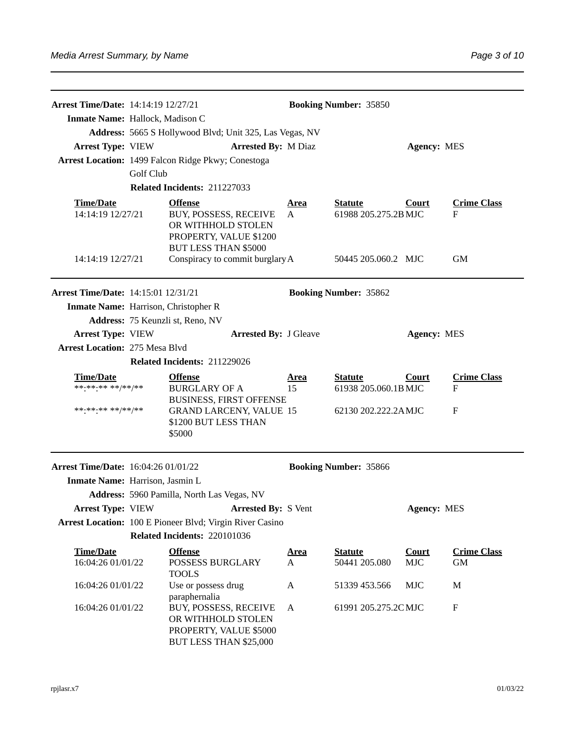**Arrest Time/Date:** 14:14:19 12/27/21 **Booking Number:** 35850

**Inmate Name:** Hallock, Madison C

**Address:** 5665 S Hollywood Blvd; Unit 325, Las Vegas, NV

**Arrest Type:** VIEW **Arrested By:** M Diaz **Agency:** MES

**Arrest Location:** 1499 Falcon Ridge Pkwy; Conestoga Golf Club

**Related Incidents:** 211227033

| Time/Date | Offense | Area | Statute | Court | Crime Class |
|---|---|---|---|---|---|
| 14:14:19 12/27/21 | BUY, POSSESS, RECEIVE OR WITHHOLD STOLEN PROPERTY, VALUE $1200 BUT LESS THAN $5000 | A | 61988 205.275.2B | MJC | F |
| 14:14:19 12/27/21 | Conspiracy to commit burglary | A | 50445 205.060.2 | MJC | GM |

---

**Arrest Time/Date:** 14:15:01 12/31/21 **Booking Number:** 35862

**Inmate Name:** Harrison, Christopher R

**Address:** 75 Keunzli st, Reno, NV

**Arrest Type:** VIEW **Arrested By:** J Gleave **Agency:** MES

**Arrest Location:** 275 Mesa Blvd

**Related Incidents:** 211229026

| Time/Date | Offense | Area | Statute | Court | Crime Class |
|---|---|---|---|---|---|
| **:**:** **/**/** | BURGLARY OF A BUSINESS, FIRST OFFENSE | 15 | 61938 205.060.1B | MJC | F |
| **:**:** **/**/** | GRAND LARCENY, VALUE $1200 BUT LESS THAN $5000 | 15 | 62130 202.222.2A | MJC | F |

---

**Arrest Time/Date:** 16:04:26 01/01/22 **Booking Number:** 35866

**Inmate Name:** Harrison, Jasmin L

**Address:** 5960 Pamilla, North Las Vegas, NV

**Arrest Type:** VIEW **Arrested By:** S Vent **Agency:** MES

**Arrest Location:** 100 E Pioneer Blvd; Virgin River Casino

**Related Incidents:** 220101036

| Time/Date | Offense | Area | Statute | Court | Crime Class |
|---|---|---|---|---|---|
| 16:04:26 01/01/22 | POSSESS BURGLARY TOOLS | A | 50441 205.080 | MJC | GM |
| 16:04:26 01/01/22 | Use or possess drug paraphernalia | A | 51339 453.566 | MJC | M |
| 16:04:26 01/01/22 | BUY, POSSESS, RECEIVE OR WITHHOLD STOLEN PROPERTY, VALUE $5000 BUT LESS THAN $25,000 | A | 61991 205.275.2C | MJC | F |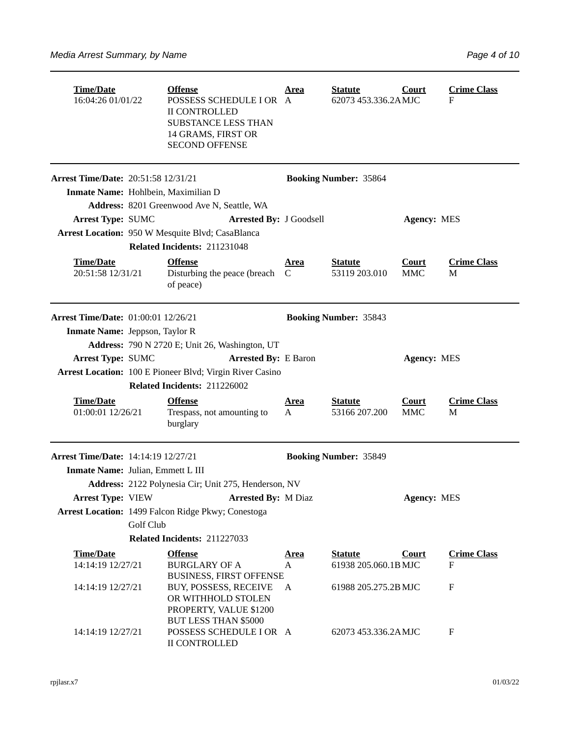| Time/Date | Offense | Area | Statute | Court | Crime Class |
|---|---|---|---|---|---|
| 16:04:26 01/01/22 | POSSESS SCHEDULE I OR II CONTROLLED SUBSTANCE LESS THAN 14 GRAMS, FIRST OR SECOND OFFENSE | A | 62073 453.336.2A | MJC | F |

---

**Arrest Time/Date:** 20:51:58 12/31/21 **Booking Number:** 35864

**Inmate Name:** Hohlbein, Maximilian D

**Address:** 8201 Greenwood Ave N, Seattle, WA

**Arrest Type:** SUMC **Arrested By:** J Goodsell **Agency:** MES

**Arrest Location:** 950 W Mesquite Blvd; CasaBlanca

**Related Incidents:** 211231048

| Time/Date | Offense | Area | Statute | Court | Crime Class |
|---|---|---|---|---|---|
| 20:51:58 12/31/21 | Disturbing the peace (breach of peace) | C | 53119 203.010 | MMC | M |

---

**Arrest Time/Date:** 01:00:01 12/26/21 **Booking Number:** 35843

**Inmate Name:** Jeppson, Taylor R

**Address:** 790 N 2720 E; Unit 26, Washington, UT

**Arrest Type:** SUMC **Arrested By:** E Baron **Agency:** MES

**Arrest Location:** 100 E Pioneer Blvd; Virgin River Casino

**Related Incidents:** 211226002

| Time/Date | Offense | Area | Statute | Court | Crime Class |
|---|---|---|---|---|---|
| 01:00:01 12/26/21 | Trespass, not amounting to burglary | A | 53166 207.200 | MMC | M |

---

**Arrest Time/Date:** 14:14:19 12/27/21 **Booking Number:** 35849

**Inmate Name:** Julian, Emmett L III

**Address:** 2122 Polynesia Cir; Unit 275, Henderson, NV

**Arrest Type:** VIEW **Arrested By:** M Diaz **Agency:** MES

**Arrest Location:** 1499 Falcon Ridge Pkwy; Conestoga Golf Club

**Related Incidents:** 211227033

| Time/Date | Offense | Area | Statute | Court | Crime Class |
|---|---|---|---|---|---|
| 14:14:19 12/27/21 | BURGLARY OF A BUSINESS, FIRST OFFENSE | A | 61938 205.060.1B | MJC | F |
| 14:14:19 12/27/21 | BUY, POSSESS, RECEIVE OR WITHHOLD STOLEN PROPERTY, VALUE $1200 BUT LESS THAN $5000 | A | 61988 205.275.2B | MJC | F |
| 14:14:19 12/27/21 | POSSESS SCHEDULE I OR II CONTROLLED | A | 62073 453.336.2A | MJC | F |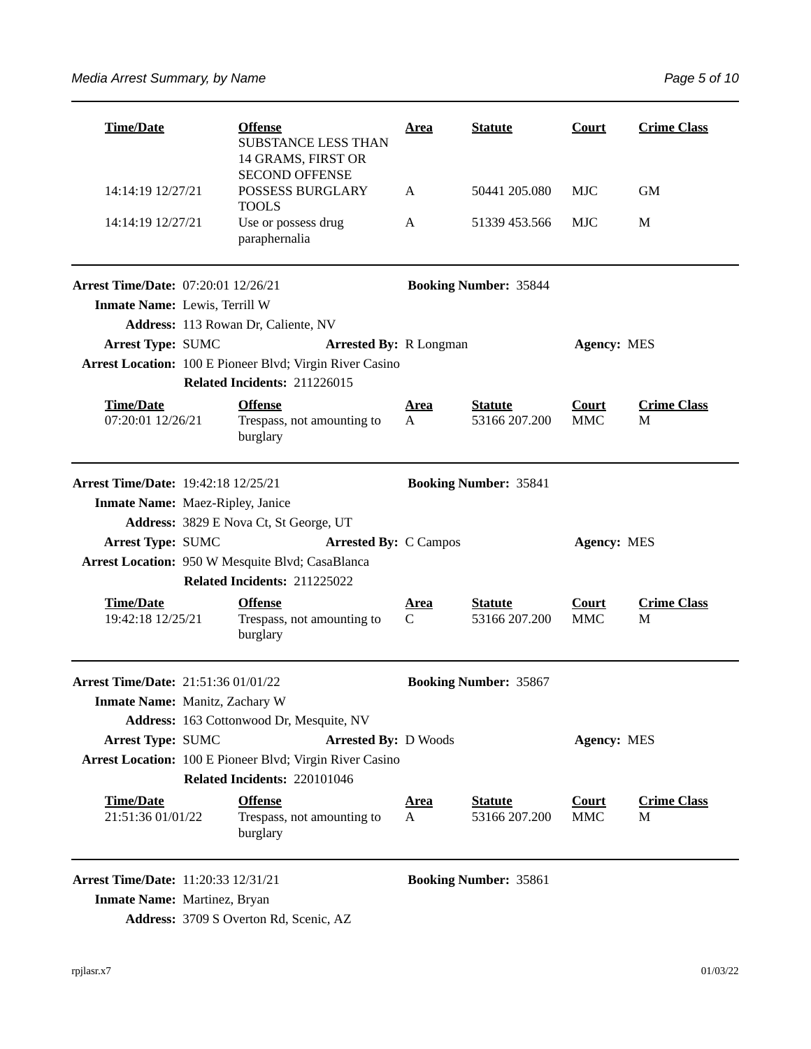| Time/Date | Offense | Area | Statute | Court | Crime Class |
|---|---|---|---|---|---|
| | SUBSTANCE LESS THAN 14 GRAMS, FIRST OR SECOND OFFENSE | | | | |
| 14:14:19 12/27/21 | POSSESS BURGLARY TOOLS | A | 50441 205.080 | MJC | GM |
| 14:14:19 12/27/21 | Use or possess drug paraphernalia | A | 51339 453.566 | MJC | M |

---

**Arrest Time/Date:** 07:20:01 12/26/21 **Booking Number:** 35844

**Inmate Name:** Lewis, Terrill W

**Address:** 113 Rowan Dr, Caliente, NV

**Arrest Type:** SUMC **Arrested By:** R Longman **Agency:** MES

**Arrest Location:** 100 E Pioneer Blvd; Virgin River Casino

**Related Incidents:** 211226015

| Time/Date | Offense | Area | Statute | Court | Crime Class |
|---|---|---|---|---|---|
| 07:20:01 12/26/21 | Trespass, not amounting to burglary | A | 53166 207.200 | MMC | M |

---

**Arrest Time/Date:** 19:42:18 12/25/21 **Booking Number:** 35841

**Inmate Name:** Maez-Ripley, Janice

**Address:** 3829 E Nova Ct, St George, UT

**Arrest Type:** SUMC **Arrested By:** C Campos **Agency:** MES

**Arrest Location:** 950 W Mesquite Blvd; CasaBlanca

**Related Incidents:** 211225022

| Time/Date | Offense | Area | Statute | Court | Crime Class |
|---|---|---|---|---|---|
| 19:42:18 12/25/21 | Trespass, not amounting to burglary | C | 53166 207.200 | MMC | M |

---

**Arrest Time/Date:** 21:51:36 01/01/22 **Booking Number:** 35867

**Inmate Name:** Manitz, Zachary W

**Address:** 163 Cottonwood Dr, Mesquite, NV

**Arrest Type:** SUMC **Arrested By:** D Woods **Agency:** MES

**Arrest Location:** 100 E Pioneer Blvd; Virgin River Casino

**Related Incidents:** 220101046

| Time/Date | Offense | Area | Statute | Court | Crime Class |
|---|---|---|---|---|---|
| 21:51:36 01/01/22 | Trespass, not amounting to burglary | A | 53166 207.200 | MMC | M |

---

**Arrest Time/Date:** 11:20:33 12/31/21 **Booking Number:** 35861

**Inmate Name:** Martinez, Bryan

**Address:** 3709 S Overton Rd, Scenic, AZ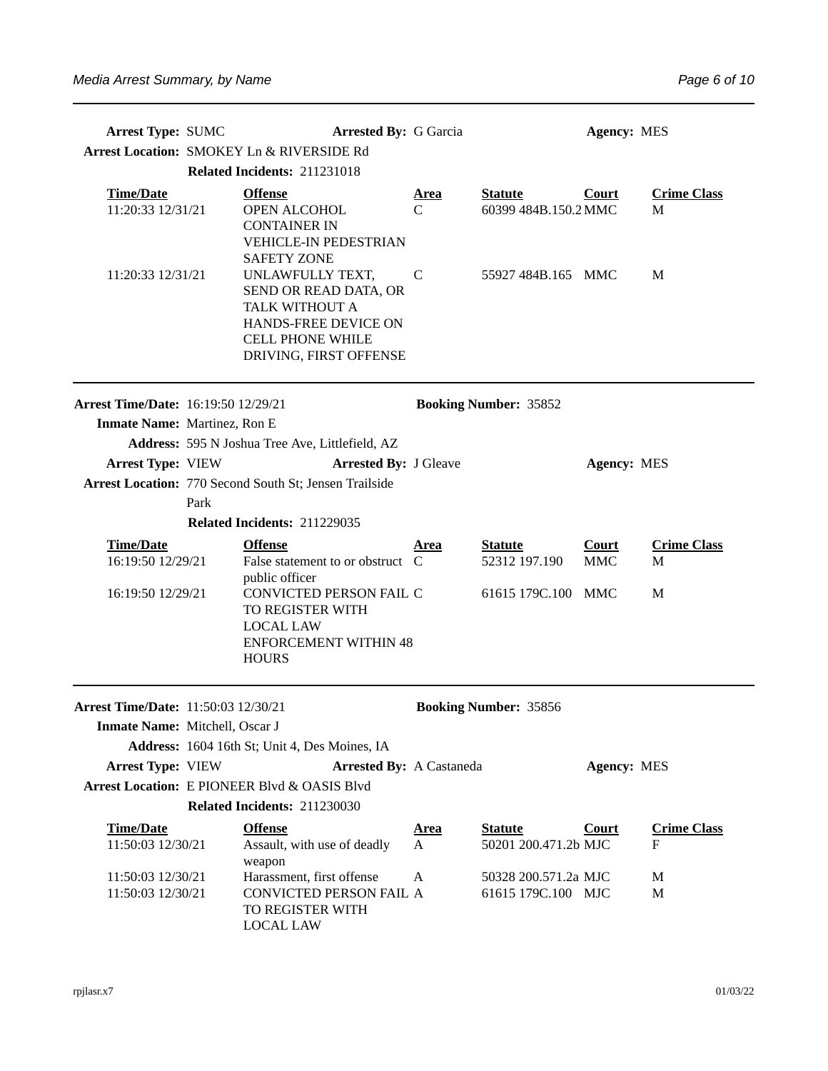**Arrest Type:** SUMC **Arrested By:** G Garcia **Agency:** MES

**Arrest Location:** SMOKEY Ln & RIVERSIDE Rd

**Related Incidents:** 211231018

| Time/Date | Offense | Area | Statute | Court | Crime Class |
|---|---|---|---|---|---|
| 11:20:33 12/31/21 | OPEN ALCOHOL CONTAINER IN VEHICLE-IN PEDESTRIAN SAFETY ZONE | C | 60399 484B.150.2 | MMC | M |
| 11:20:33 12/31/21 | UNLAWFULLY TEXT, SEND OR READ DATA, OR TALK WITHOUT A HANDS-FREE DEVICE ON CELL PHONE WHILE DRIVING, FIRST OFFENSE | C | 55927 484B.165 | MMC | M |

---

**Arrest Time/Date:** 16:19:50 12/29/21 **Booking Number:** 35852

**Inmate Name:** Martinez, Ron E

**Address:** 595 N Joshua Tree Ave, Littlefield, AZ

**Arrest Type:** VIEW **Arrested By:** J Gleave **Agency:** MES

**Arrest Location:** 770 Second South St; Jensen Trailside Park

**Related Incidents:** 211229035

| Time/Date | Offense | Area | Statute | Court | Crime Class |
|---|---|---|---|---|---|
| 16:19:50 12/29/21 | False statement to or obstruct public officer | C | 52312 197.190 | MMC | M |
| 16:19:50 12/29/21 | CONVICTED PERSON FAIL TO REGISTER WITH LOCAL LAW ENFORCEMENT WITHIN 48 HOURS | C | 61615 179C.100 | MMC | M |

---

**Arrest Time/Date:** 11:50:03 12/30/21 **Booking Number:** 35856

**Inmate Name:** Mitchell, Oscar J

**Address:** 1604 16th St; Unit 4, Des Moines, IA

**Arrest Type:** VIEW **Arrested By:** A Castaneda **Agency:** MES

**Arrest Location:** E PIONEER Blvd & OASIS Blvd

**Related Incidents:** 211230030

| Time/Date | Offense | Area | Statute | Court | Crime Class |
|---|---|---|---|---|---|
| 11:50:03 12/30/21 | Assault, with use of deadly weapon | A | 50201 200.471.2b | MJC | F |
| 11:50:03 12/30/21 | Harassment, first offense | A | 50328 200.571.2a | MJC | M |
| 11:50:03 12/30/21 | CONVICTED PERSON FAIL TO REGISTER WITH LOCAL LAW | A | 61615 179C.100 | MJC | M |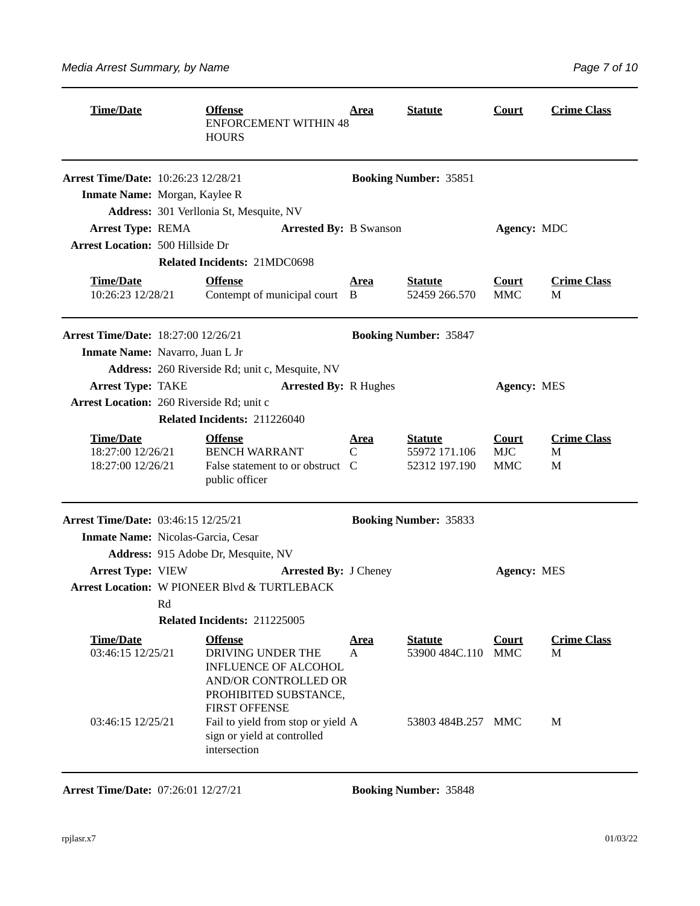| Time/Date | Offense | Area | Statute | Court | Crime Class |
|---|---|---|---|---|---|
| | ENFORCEMENT WITHIN 48 HOURS | | | | |

---

**Arrest Time/Date:** 10:26:23 12/28/21 **Booking Number:** 35851

**Inmate Name:** Morgan, Kaylee R

**Address:** 301 Verllonia St, Mesquite, NV

**Arrest Type:** REMA **Arrested By:** B Swanson **Agency:** MDC

**Arrest Location:** 500 Hillside Dr

**Related Incidents:** 21MDC0698

| Time/Date | Offense | Area | Statute | Court | Crime Class |
|---|---|---|---|---|---|
| 10:26:23 12/28/21 | Contempt of municipal court | B | 52459 266.570 | MMC | M |

---

**Arrest Time/Date:** 18:27:00 12/26/21 **Booking Number:** 35847

**Inmate Name:** Navarro, Juan L Jr

**Address:** 260 Riverside Rd; unit c, Mesquite, NV

**Arrest Type:** TAKE **Arrested By:** R Hughes **Agency:** MES

**Arrest Location:** 260 Riverside Rd; unit c

**Related Incidents:** 211226040

| Time/Date | Offense | Area | Statute | Court | Crime Class |
|---|---|---|---|---|---|
| 18:27:00 12/26/21 | BENCH WARRANT | C | 55972 171.106 | MJC | M |
| 18:27:00 12/26/21 | False statement to or obstruct public officer | C | 52312 197.190 | MMC | M |

---

**Arrest Time/Date:** 03:46:15 12/25/21 **Booking Number:** 35833

**Inmate Name:** Nicolas-Garcia, Cesar

**Address:** 915 Adobe Dr, Mesquite, NV

**Arrest Type:** VIEW **Arrested By:** J Cheney **Agency:** MES

**Arrest Location:** W PIONEER Blvd & TURTLEBACK Rd

**Related Incidents:** 211225005

| Time/Date | Offense | Area | Statute | Court | Crime Class |
|---|---|---|---|---|---|
| 03:46:15 12/25/21 | DRIVING UNDER THE INFLUENCE OF ALCOHOL AND/OR CONTROLLED OR PROHIBITED SUBSTANCE, FIRST OFFENSE | A | 53900 484C.110 | MMC | M |
| 03:46:15 12/25/21 | Fail to yield from stop or yield sign or yield at controlled intersection | A | 53803 484B.257 | MMC | M |

---

**Arrest Time/Date:** 07:26:01 12/27/21 **Booking Number:** 35848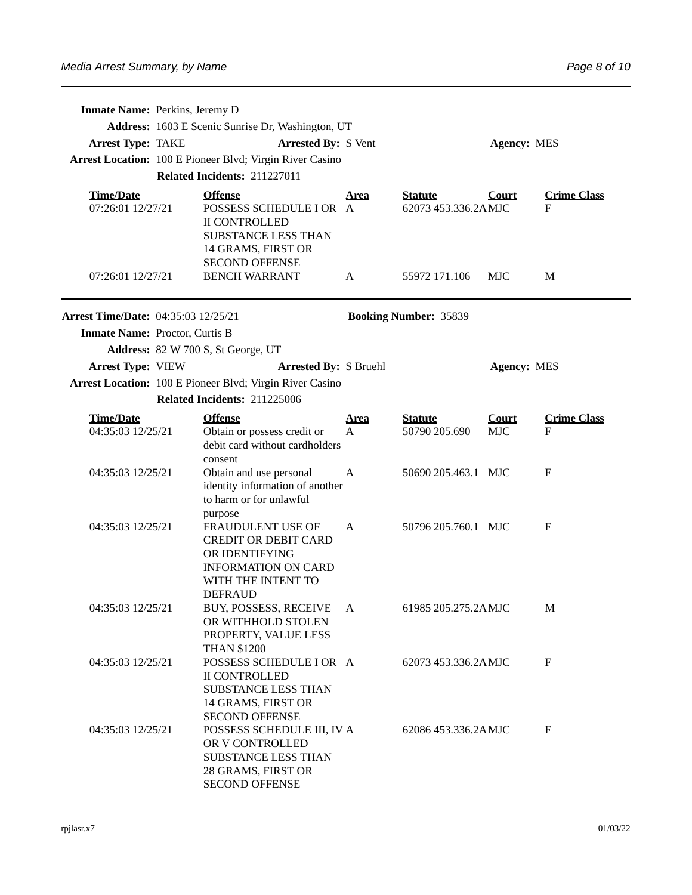**Inmate Name:** Perkins, Jeremy D

**Address:** 1603 E Scenic Sunrise Dr, Washington, UT

**Arrest Type:** TAKE **Arrested By:** S Vent **Agency:** MES

**Arrest Location:** 100 E Pioneer Blvd; Virgin River Casino

**Related Incidents:** 211227011

| Time/Date | Offense | Area | Statute | Court | Crime Class |
|---|---|---|---|---|---|
| 07:26:01 12/27/21 | POSSESS SCHEDULE I OR II CONTROLLED SUBSTANCE LESS THAN 14 GRAMS, FIRST OR SECOND OFFENSE | A | 62073 453.336.2A | MJC | F |
| 07:26:01 12/27/21 | BENCH WARRANT | A | 55972 171.106 | MJC | M |

---

**Arrest Time/Date:** 04:35:03 12/25/21 **Booking Number:** 35839

**Inmate Name:** Proctor, Curtis B

**Address:** 82 W 700 S, St George, UT

**Arrest Type:** VIEW **Arrested By:** S Bruehl **Agency:** MES

**Arrest Location:** 100 E Pioneer Blvd; Virgin River Casino

**Related Incidents:** 211225006

| Time/Date | Offense | Area | Statute | Court | Crime Class |
|---|---|---|---|---|---|
| 04:35:03 12/25/21 | Obtain or possess credit or debit card without cardholders consent | A | 50790 205.690 | MJC | F |
| 04:35:03 12/25/21 | Obtain and use personal identity information of another to harm or for unlawful purpose | A | 50690 205.463.1 | MJC | F |
| 04:35:03 12/25/21 | FRAUDULENT USE OF CREDIT OR DEBIT CARD OR IDENTIFYING INFORMATION ON CARD WITH THE INTENT TO DEFRAUD | A | 50796 205.760.1 | MJC | F |
| 04:35:03 12/25/21 | BUY, POSSESS, RECEIVE OR WITHHOLD STOLEN PROPERTY, VALUE LESS THAN $1200 | A | 61985 205.275.2A | MJC | M |
| 04:35:03 12/25/21 | POSSESS SCHEDULE I OR II CONTROLLED SUBSTANCE LESS THAN 14 GRAMS, FIRST OR SECOND OFFENSE | A | 62073 453.336.2A | MJC | F |
| 04:35:03 12/25/21 | POSSESS SCHEDULE III, IV OR V CONTROLLED SUBSTANCE LESS THAN 28 GRAMS, FIRST OR SECOND OFFENSE | A | 62086 453.336.2A | MJC | F |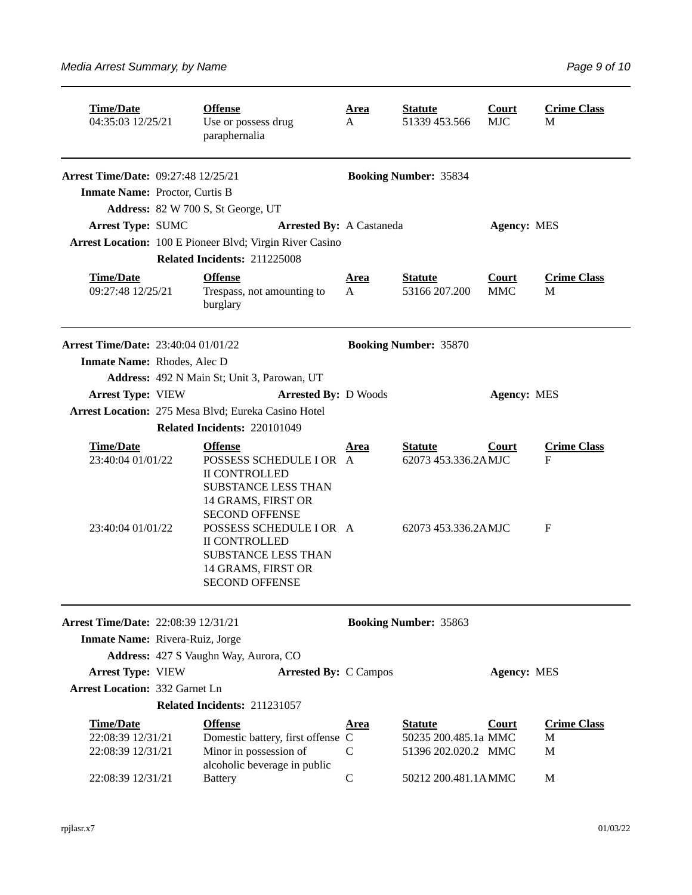| Time/Date | Offense | Area | Statute | Court | Crime Class |
|---|---|---|---|---|---|
| 04:35:03 12/25/21 | Use or possess drug paraphernalia | A | 51339 453.566 | MJC | M |

---

**Arrest Time/Date:** 09:27:48 12/25/21 **Booking Number:** 35834

**Inmate Name:** Proctor, Curtis B

**Address:** 82 W 700 S, St George, UT

**Arrest Type:** SUMC **Arrested By:** A Castaneda **Agency:** MES

**Arrest Location:** 100 E Pioneer Blvd; Virgin River Casino

**Related Incidents:** 211225008

| Time/Date | Offense | Area | Statute | Court | Crime Class |
|---|---|---|---|---|---|
| 09:27:48 12/25/21 | Trespass, not amounting to burglary | A | 53166 207.200 | MMC | M |

---

**Arrest Time/Date:** 23:40:04 01/01/22 **Booking Number:** 35870

**Inmate Name:** Rhodes, Alec D

**Address:** 492 N Main St; Unit 3, Parowan, UT

**Arrest Type:** VIEW **Arrested By:** D Woods **Agency:** MES

**Arrest Location:** 275 Mesa Blvd; Eureka Casino Hotel

**Related Incidents:** 220101049

| Time/Date | Offense | Area | Statute | Court | Crime Class |
|---|---|---|---|---|---|
| 23:40:04 01/01/22 | POSSESS SCHEDULE I OR II CONTROLLED SUBSTANCE LESS THAN 14 GRAMS, FIRST OR SECOND OFFENSE | A | 62073 453.336.2A | MJC | F |
| 23:40:04 01/01/22 | POSSESS SCHEDULE I OR II CONTROLLED SUBSTANCE LESS THAN 14 GRAMS, FIRST OR SECOND OFFENSE | A | 62073 453.336.2A | MJC | F |

---

**Arrest Time/Date:** 22:08:39 12/31/21 **Booking Number:** 35863

**Inmate Name:** Rivera-Ruiz, Jorge

**Address:** 427 S Vaughn Way, Aurora, CO

**Arrest Type:** VIEW **Arrested By:** C Campos **Agency:** MES

**Arrest Location:** 332 Garnet Ln

**Related Incidents:** 211231057

| Time/Date | Offense | Area | Statute | Court | Crime Class |
|---|---|---|---|---|---|
| 22:08:39 12/31/21 | Domestic battery, first offense | C | 50235 200.485.1a | MMC | M |
| 22:08:39 12/31/21 | Minor in possession of alcoholic beverage in public | C | 51396 202.020.2 | MMC | M |
| 22:08:39 12/31/21 | Battery | C | 50212 200.481.1A | MMC | M |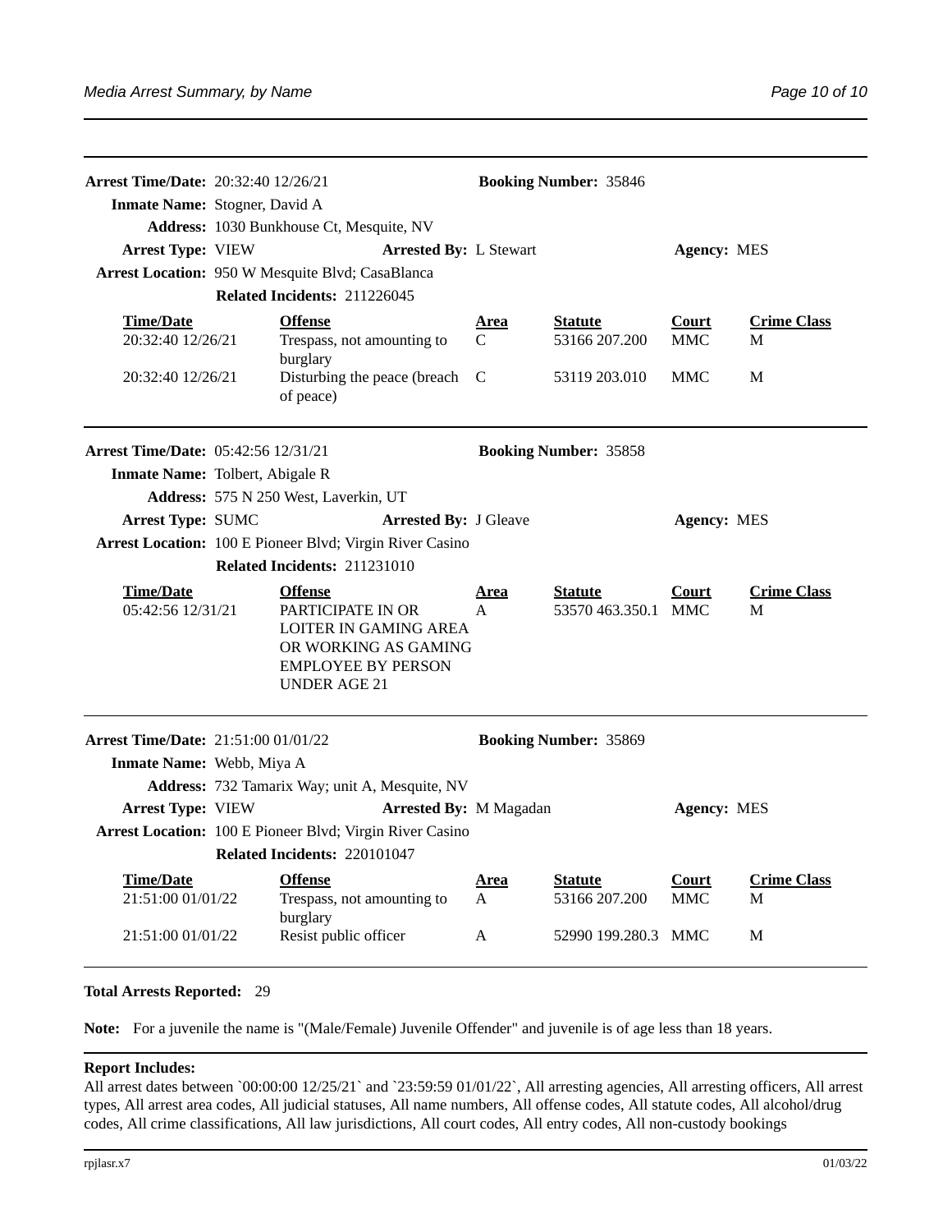**Arrest Time/Date:** 20:32:40 12/26/21 **Booking Number:** 35846

**Inmate Name:** Stogner, David A

**Address:** 1030 Bunkhouse Ct, Mesquite, NV

**Arrest Type:** VIEW **Arrested By:** L Stewart **Agency:** MES

**Arrest Location:** 950 W Mesquite Blvd; CasaBlanca

**Related Incidents:** 211226045

| Time/Date | Offense | Area | Statute | Court | Crime Class |
|---|---|---|---|---|---|
| 20:32:40 12/26/21 | Trespass, not amounting to burglary | C | 53166 207.200 | MMC | M |
| 20:32:40 12/26/21 | Disturbing the peace (breach of peace) | C | 53119 203.010 | MMC | M |

---

**Arrest Time/Date:** 05:42:56 12/31/21 **Booking Number:** 35858

**Inmate Name:** Tolbert, Abigale R

**Address:** 575 N 250 West, Laverkin, UT

**Arrest Type:** SUMC **Arrested By:** J Gleave **Agency:** MES

**Arrest Location:** 100 E Pioneer Blvd; Virgin River Casino

**Related Incidents:** 211231010

| Time/Date | Offense | Area | Statute | Court | Crime Class |
|---|---|---|---|---|---|
| 05:42:56 12/31/21 | PARTICIPATE IN OR LOITER IN GAMING AREA OR WORKING AS GAMING EMPLOYEE BY PERSON UNDER AGE 21 | A | 53570 463.350.1 | MMC | M |

---

**Arrest Time/Date:** 21:51:00 01/01/22 **Booking Number:** 35869

**Inmate Name:** Webb, Miya A

**Address:** 732 Tamarix Way; unit A, Mesquite, NV

**Arrest Type:** VIEW **Arrested By:** M Magadan **Agency:** MES

**Arrest Location:** 100 E Pioneer Blvd; Virgin River Casino

**Related Incidents:** 220101047

| Time/Date | Offense | Area | Statute | Court | Crime Class |
|---|---|---|---|---|---|
| 21:51:00 01/01/22 | Trespass, not amounting to burglary | A | 53166 207.200 | MMC | M |
| 21:51:00 01/01/22 | Resist public officer | A | 52990 199.280.3 | MMC | M |

---

**Total Arrests Reported:** 29

**Note:** For a juvenile the name is "(Male/Female) Juvenile Offender" and juvenile is of age less than 18 years.

**Report Includes:**

All arrest dates between `00:00:00 12/25/21` and `23:59:59 01/01/22`, All arresting agencies, All arresting officers, All arrest types, All arrest area codes, All judicial statuses, All name numbers, All offense codes, All statute codes, All alcohol/drug codes, All crime classifications, All law jurisdictions, All court codes, All entry codes, All non-custody bookings

rpjlasr.x7 01/03/22